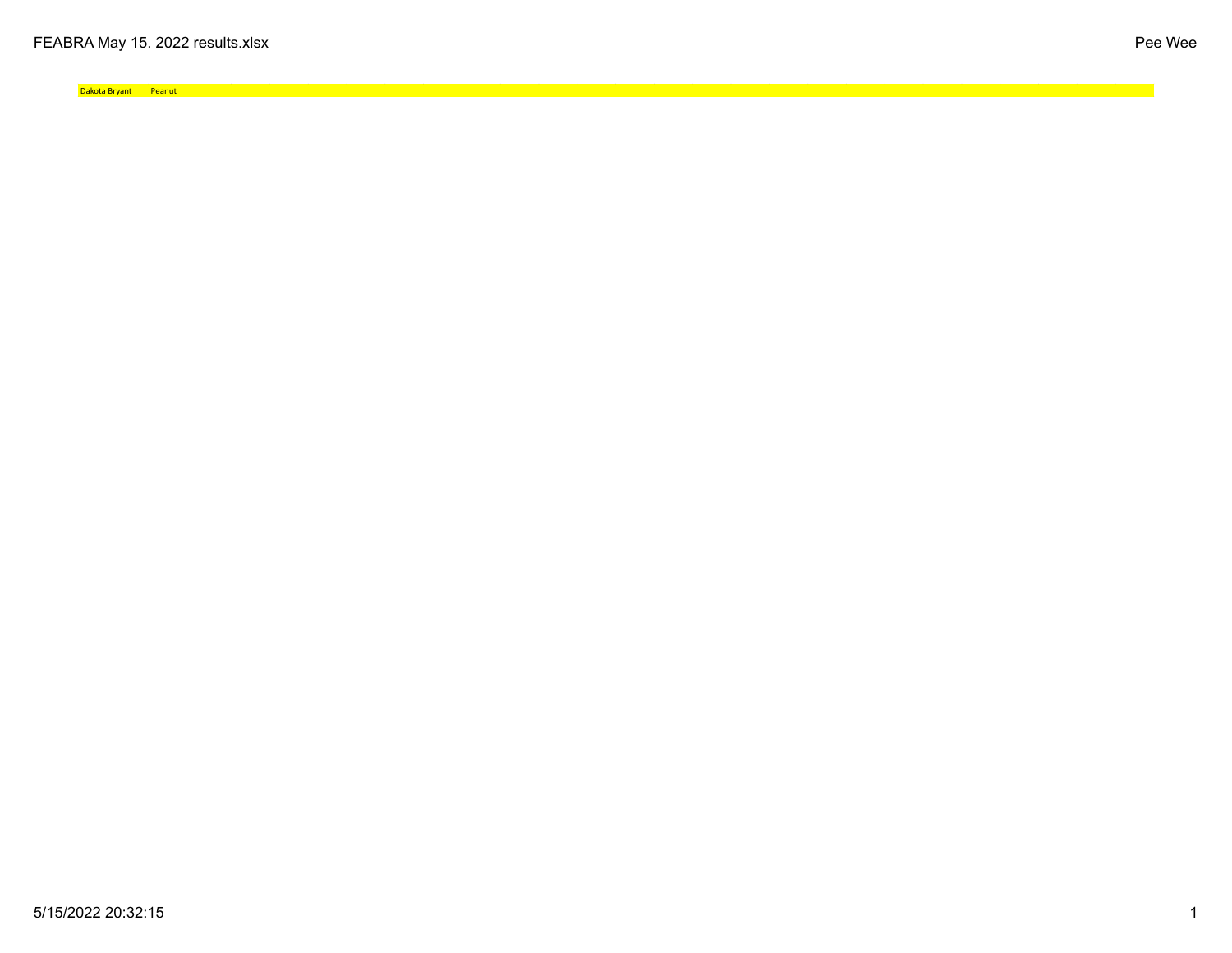| Dakota Bryant | Peanut |
| --- | --- |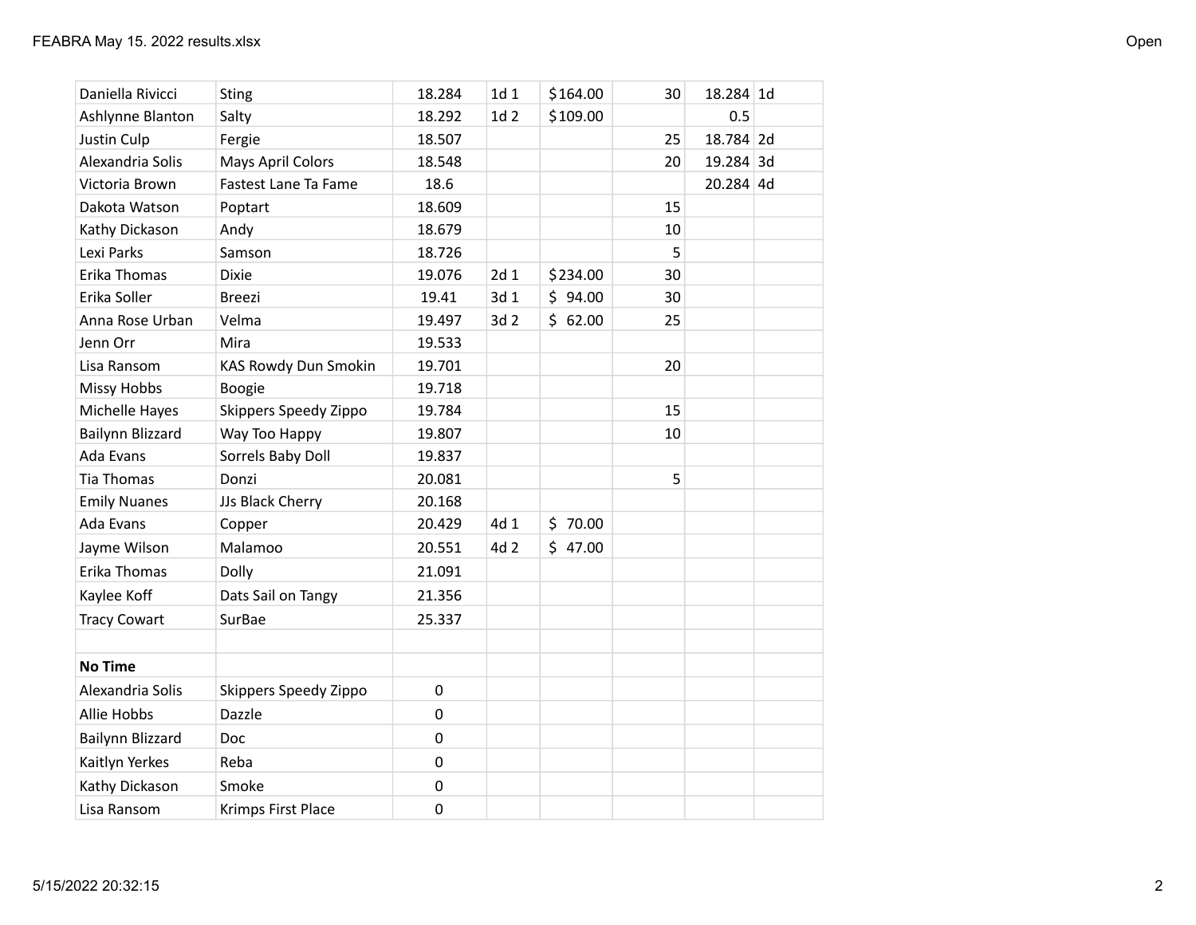| | | | | | | | |
|---|---|---|---|---|---|---|---|
| Daniella Rivicci | Sting | 18.284 | 1d 1 | $164.00 | 30 | 18.284 | 1d |
| Ashlynne Blanton | Salty | 18.292 | 1d 2 | $109.00 | | 0.5 | |
| Justin Culp | Fergie | 18.507 | | | 25 | 18.784 | 2d |
| Alexandria Solis | Mays April Colors | 18.548 | | | 20 | 19.284 | 3d |
| Victoria Brown | Fastest Lane Ta Fame | 18.6 | | | | 20.284 | 4d |
| Dakota Watson | Poptart | 18.609 | | | 15 | | |
| Kathy Dickason | Andy | 18.679 | | | 10 | | |
| Lexi Parks | Samson | 18.726 | | | 5 | | |
| Erika Thomas | Dixie | 19.076 | 2d 1 | $234.00 | 30 | | |
| Erika Soller | Breezi | 19.41 | 3d 1 | $ 94.00 | 30 | | |
| Anna Rose Urban | Velma | 19.497 | 3d 2 | $ 62.00 | 25 | | |
| Jenn Orr | Mira | 19.533 | | | | | |
| Lisa Ransom | KAS Rowdy Dun Smokin | 19.701 | | | 20 | | |
| Missy Hobbs | Boogie | 19.718 | | | | | |
| Michelle Hayes | Skippers Speedy Zippo | 19.784 | | | 15 | | |
| Bailynn Blizzard | Way Too Happy | 19.807 | | | 10 | | |
| Ada Evans | Sorrels Baby Doll | 19.837 | | | | | |
| Tia Thomas | Donzi | 20.081 | | | 5 | | |
| Emily Nuanes | JJs Black Cherry | 20.168 | | | | | |
| Ada Evans | Copper | 20.429 | 4d 1 | $ 70.00 | | | |
| Jayme Wilson | Malamoo | 20.551 | 4d 2 | $ 47.00 | | | |
| Erika Thomas | Dolly | 21.091 | | | | | |
| Kaylee Koff | Dats Sail on Tangy | 21.356 | | | | | |
| Tracy Cowart | SurBae | 25.337 | | | | | |
| | | | | | | | |
| **No Time** | | | | | | | |
| Alexandria Solis | Skippers Speedy Zippo | 0 | | | | | |
| Allie Hobbs | Dazzle | 0 | | | | | |
| Bailynn Blizzard | Doc | 0 | | | | | |
| Kaitlyn Yerkes | Reba | 0 | | | | | |
| Kathy Dickason | Smoke | 0 | | | | | |
| Lisa Ransom | Krimps First Place | 0 | | | | | |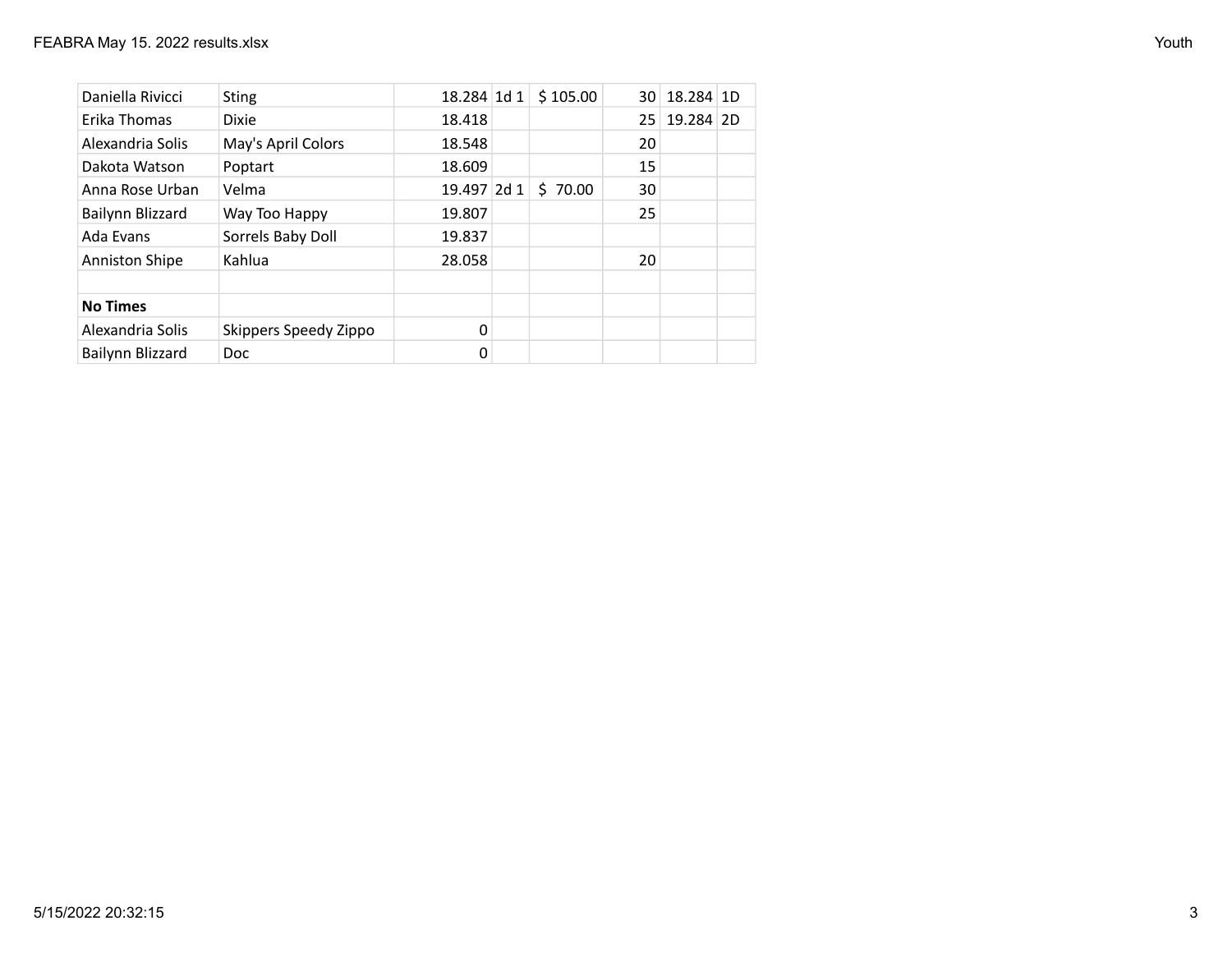| | | | | | | | |
|---|---|---|---|---|---|---|---|
| Daniella Rivicci | Sting | 18.284 | 1d 1 | $ 105.00 | 30 | 18.284 | 1D |
| Erika Thomas | Dixie | 18.418 | | | 25 | 19.284 | 2D |
| Alexandria Solis | May's April Colors | 18.548 | | | 20 | | |
| Dakota Watson | Poptart | 18.609 | | | 15 | | |
| Anna Rose Urban | Velma | 19.497 | 2d 1 | $ 70.00 | 30 | | |
| Bailynn Blizzard | Way Too Happy | 19.807 | | | 25 | | |
| Ada Evans | Sorrels Baby Doll | 19.837 | | | | | |
| Anniston Shipe | Kahlua | 28.058 | | | 20 | | |
| | | | | | | | |
| **No Times** | | | | | | | |
| Alexandria Solis | Skippers Speedy Zippo | 0 | | | | | |
| Bailynn Blizzard | Doc | 0 | | | | | |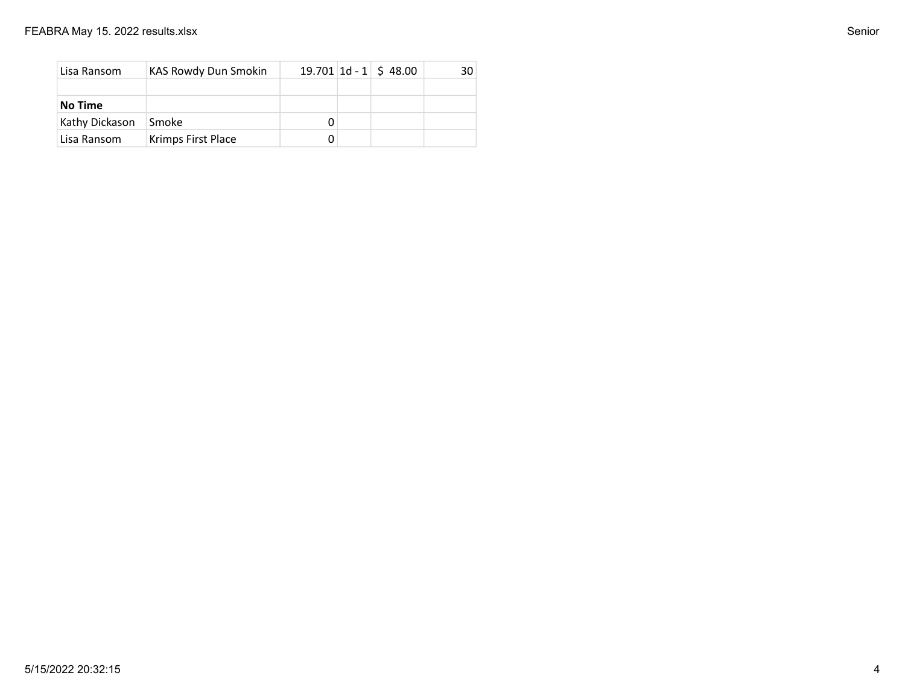| | | | | | |
|---|---|---|---|---|---|
| Lisa Ransom | KAS Rowdy Dun Smokin | 19.701 | 1d - 1 | $ 48.00 | 30 |
| | | | | | |
| **No Time** | | | | | |
| Kathy Dickason | Smoke | 0 | | | |
| Lisa Ransom | Krimps First Place | 0 | | | |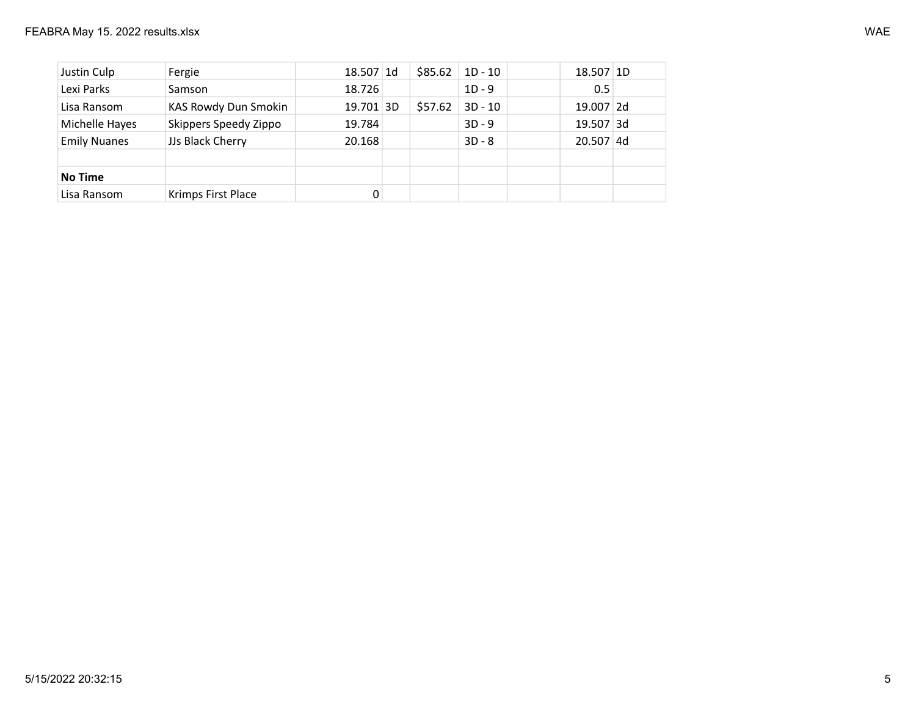| | | | | | | | | |
|---|---|---|---|---|---|---|---|---|
| Justin Culp | Fergie | 18.507 | 1d | $85.62 | 1D - 10 | | 18.507 | 1D |
| Lexi Parks | Samson | 18.726 | | | 1D - 9 | | 0.5 | |
| Lisa Ransom | KAS Rowdy Dun Smokin | 19.701 | 3D | $57.62 | 3D - 10 | | 19.007 | 2d |
| Michelle Hayes | Skippers Speedy Zippo | 19.784 | | | 3D - 9 | | 19.507 | 3d |
| Emily Nuanes | JJs Black Cherry | 20.168 | | | 3D - 8 | | 20.507 | 4d |
| | | | | | | | | |
| **No Time** | | | | | | | | |
| Lisa Ransom | Krimps First Place | 0 | | | | | | |